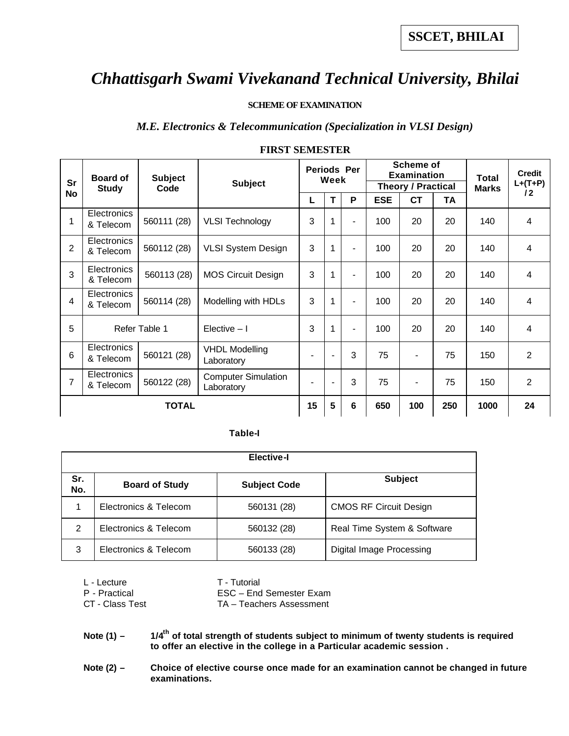**SSCET, BHILAI**

# *Chhattisgarh Swami Vivekanand Technical University, Bhilai*

**SCHEME OF EXAMINATION**

## *M.E. Electronics & Telecommunication (Specialization in VLSI Design)*

### FIRST SEMESTER

| Sr No | Board of Study | Subject Code | Subject | Periods Per Week | | | Scheme of Examination Theory / Practical | | | Total Marks | Credit L+(T+P) /2 |
|---|---|---|---|---|---|---|---|---|---|---|---|
| | | | | L | T | P | ESE | CT | TA | | |
| 1 | Electronics & Telecom | 560111 (28) | VLSI Technology | 3 | 1 | - | 100 | 20 | 20 | 140 | 4 |
| 2 | Electronics & Telecom | 560112 (28) | VLSI System Design | 3 | 1 | - | 100 | 20 | 20 | 140 | 4 |
| 3 | Electronics & Telecom | 560113 (28) | MOS Circuit Design | 3 | 1 | - | 100 | 20 | 20 | 140 | 4 |
| 4 | Electronics & Telecom | 560114 (28) | Modelling with HDLs | 3 | 1 | - | 100 | 20 | 20 | 140 | 4 |
| 5 | Refer Table 1 | | Elective – I | 3 | 1 | - | 100 | 20 | 20 | 140 | 4 |
| 6 | Electronics & Telecom | 560121 (28) | VHDL Modelling Laboratory | - | - | 3 | 75 | - | 75 | 150 | 2 |
| 7 | Electronics & Telecom | 560122 (28) | Computer Simulation Laboratory | - | - | 3 | 75 | - | 75 | 150 | 2 |
| **TOTAL** | | | | **15** | **5** | **6** | **650** | **100** | **250** | **1000** | **24** |

**Table-I**

| **Elective-I** | | | |
|---|---|---|---|
| **Sr. No.** | **Board of Study** | **Subject Code** | **Subject** |
| 1 | Electronics & Telecom | 560131 (28) | CMOS RF Circuit Design |
| 2 | Electronics & Telecom | 560132 (28) | Real Time System & Software |
| 3 | Electronics & Telecom | 560133 (28) | Digital Image Processing |

L - Lecture  T - Tutorial
P - Practical  ESC – End Semester Exam
CT - Class Test  TA – Teachers Assessment

**Note (1) –** **1/4th of total strength of students subject to minimum of twenty students is required to offer an elective in the college in a Particular academic session .**

**Note (2) –** **Choice of elective course once made for an examination cannot be changed in future examinations.**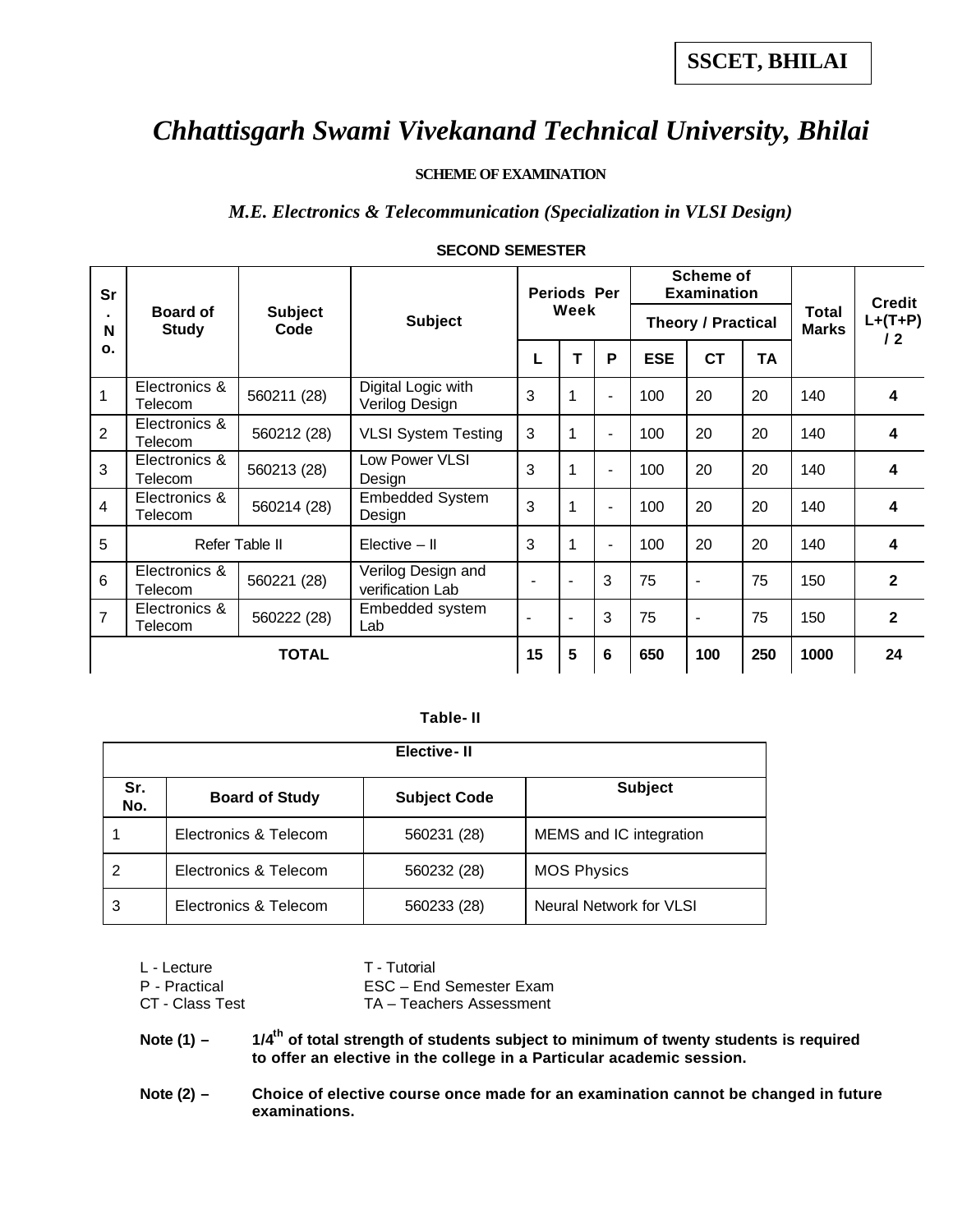SSCET, BHILAI

# *Chhattisgarh Swami Vivekanand Technical University, Bhilai*

**SCHEME OF EXAMINATION**

*M.E. Electronics & Telecommunication (Specialization in VLSI Design)*

**SECOND SEMESTER**

| Sr. No. | Board of Study | Subject Code | Subject | Periods Per Week | | | Scheme of Examination | | | Total Marks | Credit L+(T+P) / 2 |
|---|---|---|---|---|---|---|---|---|---|---|---|
| | | | | | | | Theory / Practical | | | | |
| | | | | L | T | P | ESE | CT | TA | | |
| 1 | Electronics & Telecom | 560211 (28) | Digital Logic with Verilog Design | 3 | 1 | - | 100 | 20 | 20 | 140 | **4** |
| 2 | Electronics & Telecom | 560212 (28) | VLSI System Testing | 3 | 1 | - | 100 | 20 | 20 | 140 | **4** |
| 3 | Electronics & Telecom | 560213 (28) | Low Power VLSI Design | 3 | 1 | - | 100 | 20 | 20 | 140 | **4** |
| 4 | Electronics & Telecom | 560214 (28) | Embedded System Design | 3 | 1 | - | 100 | 20 | 20 | 140 | **4** |
| 5 | Refer Table II | | Elective – II | 3 | 1 | - | 100 | 20 | 20 | 140 | **4** |
| 6 | Electronics & Telecom | 560221 (28) | Verilog Design and verification Lab | - | - | 3 | 75 | - | 75 | 150 | **2** |
| 7 | Electronics & Telecom | 560222 (28) | Embedded system Lab | - | - | 3 | 75 | - | 75 | 150 | **2** |
| **TOTAL** | | | | **15** | **5** | **6** | **650** | **100** | **250** | **1000** | **24** |

**Table- II**

| **Elective- II** | | | |
|---|---|---|---|
| **Sr. No.** | **Board of Study** | **Subject Code** | **Subject** |
| 1 | Electronics & Telecom | 560231 (28) | MEMS and IC integration |
| 2 | Electronics & Telecom | 560232 (28) | MOS Physics |
| 3 | Electronics & Telecom | 560233 (28) | Neural Network for VLSI |

L - Lecture  T - Tutorial
P - Practical  ESC – End Semester Exam
CT - Class Test  TA – Teachers Assessment

**Note (1) – $1/4^{th}$ of total strength of students subject to minimum of twenty students is required to offer an elective in the college in a Particular academic session.**

**Note (2) – Choice of elective course once made for an examination cannot be changed in future examinations.**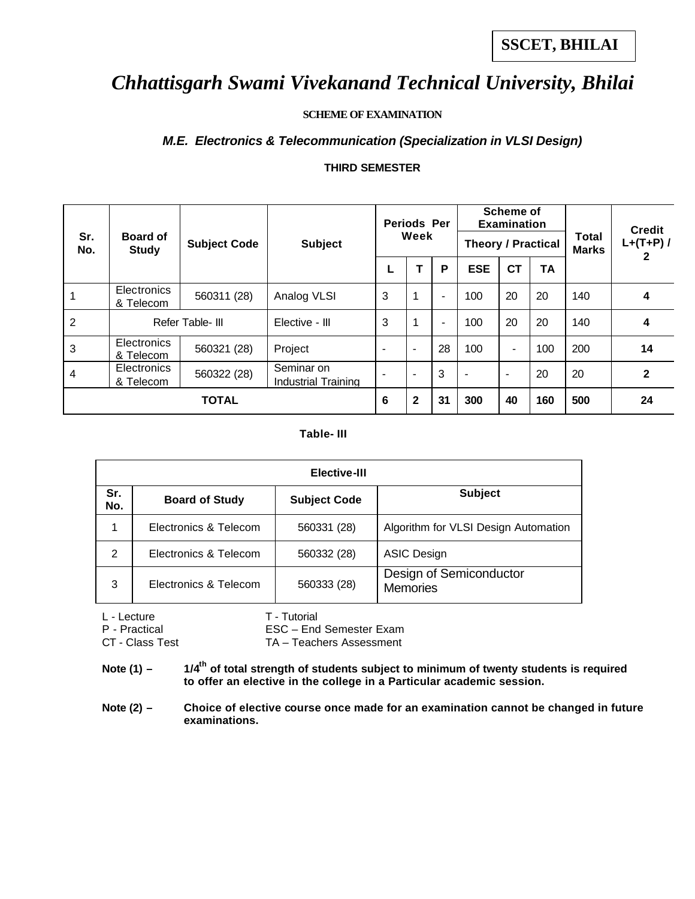SSCET, BHILAI

# *Chhattisgarh Swami Vivekanand Technical University, Bhilai*

**SCHEME OF EXAMINATION**

***M.E. Electronics & Telecommunication (Specialization in VLSI Design)***

**THIRD SEMESTER**

| Sr. No. | Board of Study | Subject Code | Subject | Periods Per Week | | | Scheme of Examination Theory / Practical | | | Total Marks | Credit L+(T+P) / 2 |
|---|---|---|---|---|---|---|---|---|---|---|---|
| | | | | L | T | P | ESE | CT | TA | | |
| 1 | Electronics & Telecom | 560311 (28) | Analog VLSI | 3 | 1 | - | 100 | 20 | 20 | 140 | **4** |
| 2 | Refer Table- III | | Elective - III | 3 | 1 | - | 100 | 20 | 20 | 140 | **4** |
| 3 | Electronics & Telecom | 560321 (28) | Project | - | - | 28 | 100 | - | 100 | 200 | **14** |
| 4 | Electronics & Telecom | 560322 (28) | Seminar on Industrial Training | - | - | 3 | - | - | 20 | 20 | **2** |
| **TOTAL** | | | | **6** | **2** | **31** | **300** | **40** | **160** | **500** | **24** |

**Table- III**

| **Elective-III** | | | |
|---|---|---|---|
| **Sr. No.** | **Board of Study** | **Subject Code** | **Subject** |
| 1 | Electronics & Telecom | 560331 (28) | Algorithm for VLSI Design Automation |
| 2 | Electronics & Telecom | 560332 (28) | ASIC Design |
| 3 | Electronics & Telecom | 560333 (28) | Design of Semiconductor Memories |

L - Lecture T - Tutorial
P - Practical ESC – End Semester Exam
CT - Class Test TA – Teachers Assessment

**Note (1) – 1/4th of total strength of students subject to minimum of twenty students is required to offer an elective in the college in a Particular academic session.**

**Note (2) – Choice of elective course once made for an examination cannot be changed in future examinations.**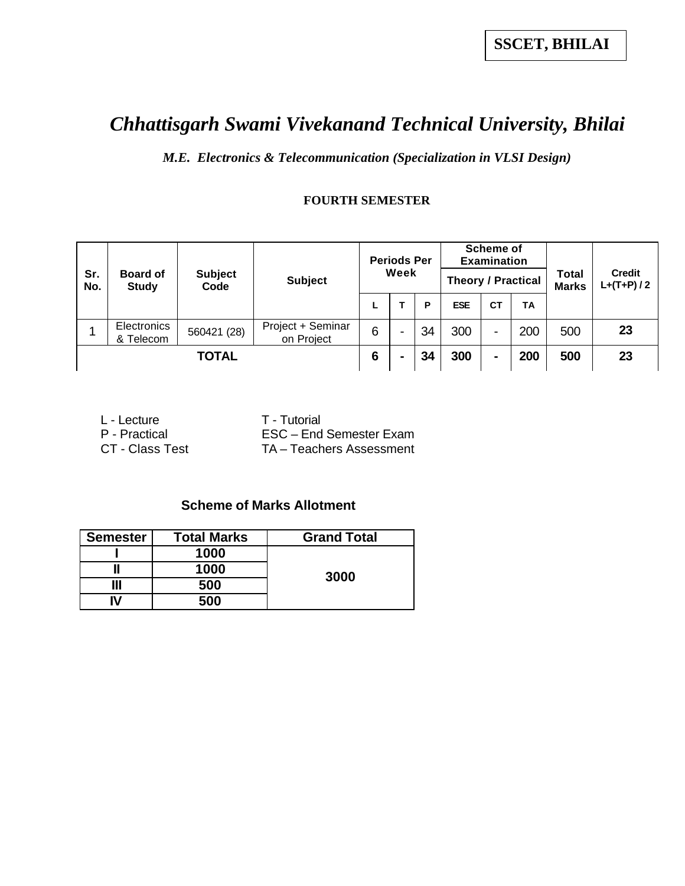SSCET, BHILAI

# *Chhattisgarh Swami Vivekanand Technical University, Bhilai*

### *M.E. Electronics & Telecommunication (Specialization in VLSI Design)*

**FOURTH SEMESTER**

| Sr. No. | Board of Study | Subject Code | Subject | Periods Per Week | | | Scheme of Examination Theory / Practical | | | Total Marks | Credit L+(T+P) / 2 |
|---|---|---|---|---|---|---|---|---|---|---|---|
| | | | | L | T | P | ESE | CT | TA | | |
| 1 | Electronics & Telecom | 560421 (28) | Project + Seminar on Project | 6 | - | 34 | 300 | - | 200 | 500 | **23** |
| **TOTAL** | | | | **6** | **-** | **34** | **300** | **-** | **200** | **500** | **23** |

L - Lecture
T - Tutorial
P - Practical
ESC – End Semester Exam
CT - Class Test
TA – Teachers Assessment

**Scheme of Marks Allotment**

| Semester | Total Marks | Grand Total |
|---|---|---|
| I | 1000 | 3000 |
| II | 1000 | |
| III | 500 | |
| IV | 500 | |